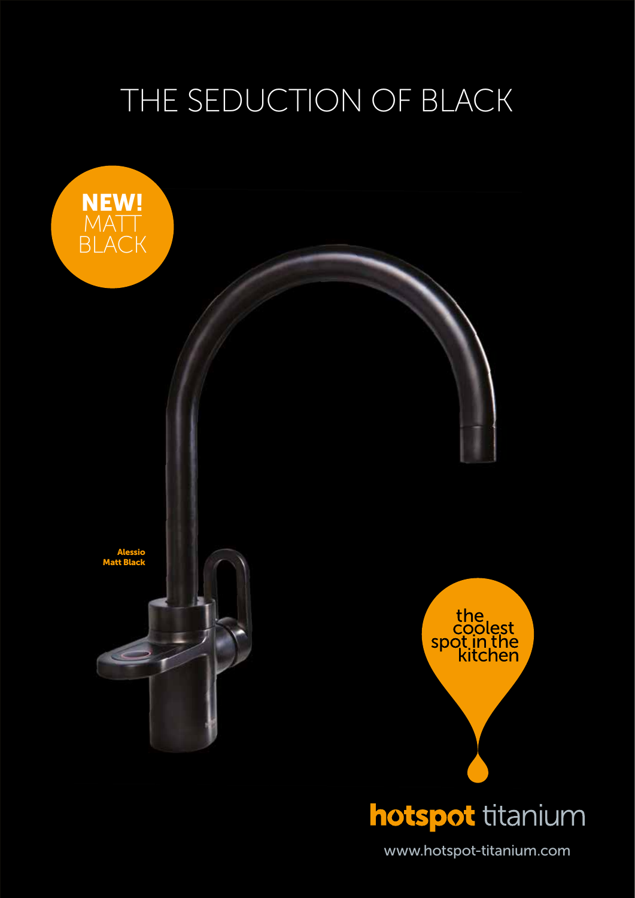# THE SEDUCTION OF BLACK

**NEW!** MATT BLACK

**Alessio Matt Black**

the coolest spot in the kitchen

**hotspot** titanium

www.hotspot-titanium.com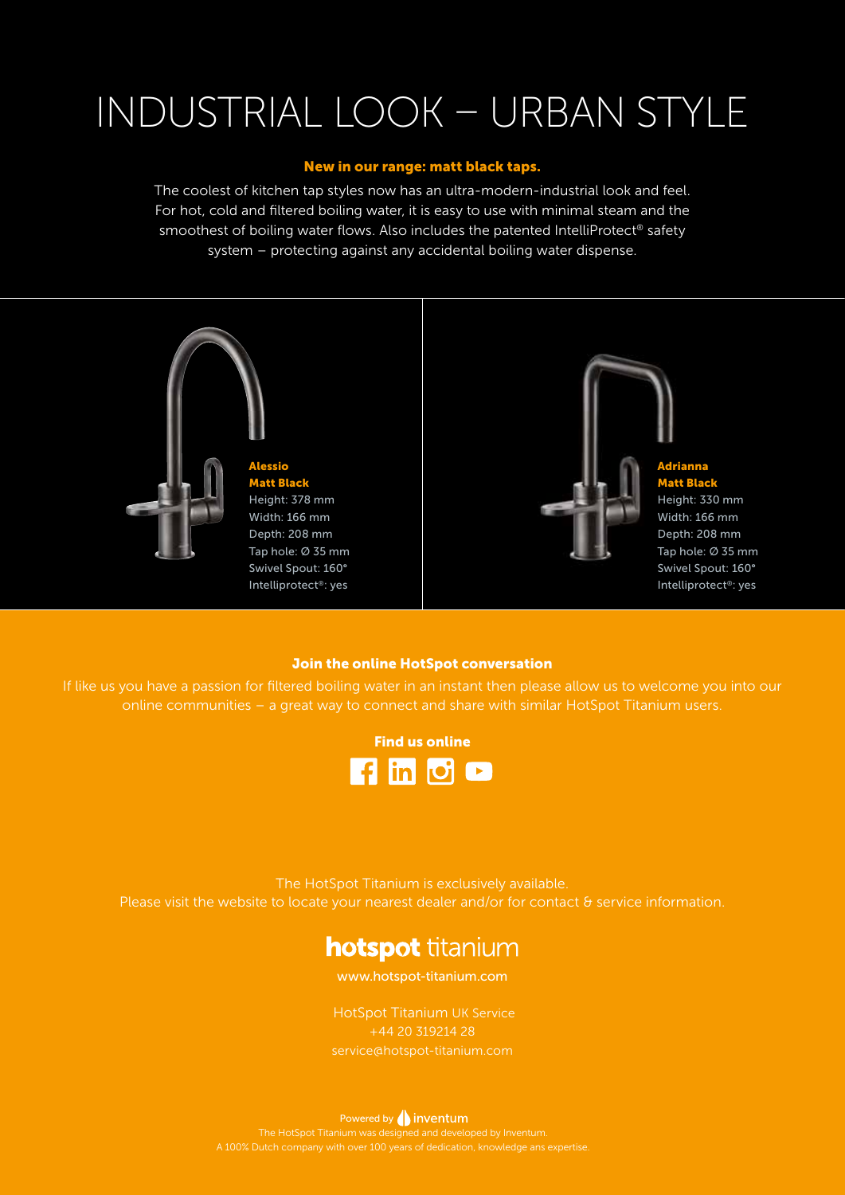# INDUSTRIAL LOOK – URBAN STYLE

**New in our range: matt black taps.**

The coolest of kitchen tap styles now has an ultra-modern-industrial look and feel. For hot, cold and filtered boiling water, it is easy to use with minimal steam and the smoothest of boiling water flows. Also includes the patented IntelliProtect® safety system – protecting against any accidental boiling water dispense.

**Alessio**
**Matt Black**
Height: 378 mm
Width: 166 mm
Depth: 208 mm
Tap hole: Ø 35 mm
Swivel Spout: 160°
Intelliprotect®: yes

**Adrianna**
**Matt Black**
Height: 330 mm
Width: 166 mm
Depth: 208 mm
Tap hole: Ø 35 mm
Swivel Spout: 160°
Intelliprotect®: yes

**Join the online HotSpot conversation**

If like us you have a passion for filtered boiling water in an instant then please allow us to welcome you into our online communities – a great way to connect and share with similar HotSpot Titanium users.

**Find us online**

The HotSpot Titanium is exclusively available.
Please visit the website to locate your nearest dealer and/or for contact & service information.

**hotspot** titanium

www.hotspot-titanium.com

HotSpot Titanium UK Service
+44 20 319214 28
service@hotspot-titanium.com

Powered by inventum

The HotSpot Titanium was designed and developed by Inventum.
A 100% Dutch company with over 100 years of dedication, knowledge ans expertise.